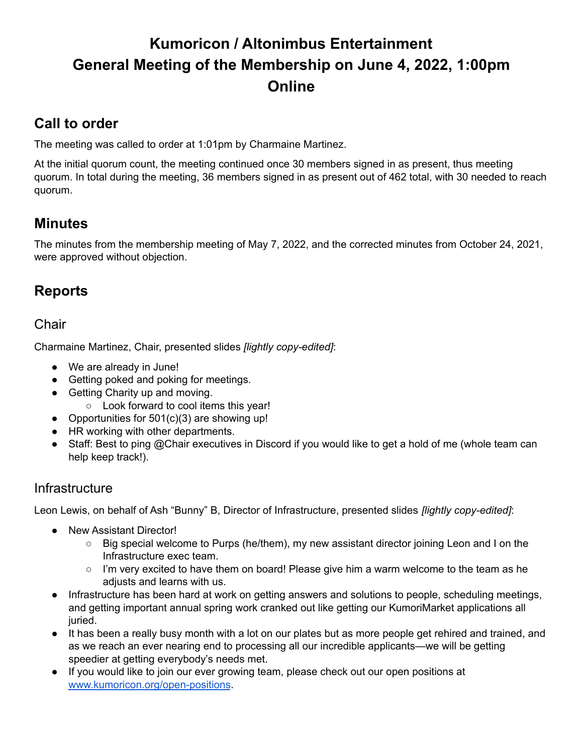# Kumoricon / Altonimbus Entertainment
# General Meeting of the Membership on June 4, 2022, 1:00pm
# Online

## Call to order

The meeting was called to order at 1:01pm by Charmaine Martinez.

At the initial quorum count, the meeting continued once 30 members signed in as present, thus meeting quorum. In total during the meeting, 36 members signed in as present out of 462 total, with 30 needed to reach quorum.

## Minutes

The minutes from the membership meeting of May 7, 2022, and the corrected minutes from October 24, 2021, were approved without objection.

## Reports

### Chair

Charmaine Martinez, Chair, presented slides *[lightly copy-edited]*:

- We are already in June!
- Getting poked and poking for meetings.
- Getting Charity up and moving.
  - Look forward to cool items this year!
- Opportunities for 501(c)(3) are showing up!
- HR working with other departments.
- Staff: Best to ping @Chair executives in Discord if you would like to get a hold of me (whole team can help keep track!).

### Infrastructure

Leon Lewis, on behalf of Ash "Bunny" B, Director of Infrastructure, presented slides *[lightly copy-edited]*:

- New Assistant Director!
  - Big special welcome to Purps (he/them), my new assistant director joining Leon and I on the Infrastructure exec team.
  - I'm very excited to have them on board! Please give him a warm welcome to the team as he adjusts and learns with us.
- Infrastructure has been hard at work on getting answers and solutions to people, scheduling meetings, and getting important annual spring work cranked out like getting our KumoriMarket applications all juried.
- It has been a really busy month with a lot on our plates but as more people get rehired and trained, and as we reach an ever nearing end to processing all our incredible applicants—we will be getting speedier at getting everybody's needs met.
- If you would like to join our ever growing team, please check out our open positions at [www.kumoricon.org/open-positions](www.kumoricon.org/open-positions).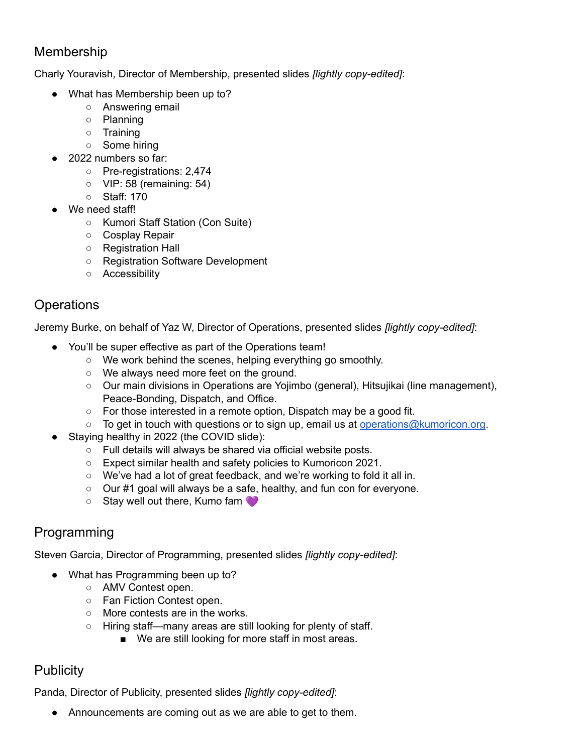## Membership

Charly Youravish, Director of Membership, presented slides *[lightly copy-edited]*:

- What has Membership been up to?
  - Answering email
  - Planning
  - Training
  - Some hiring
- 2022 numbers so far:
  - Pre-registrations: 2,474
  - VIP: 58 (remaining: 54)
  - Staff: 170
- We need staff!
  - Kumori Staff Station (Con Suite)
  - Cosplay Repair
  - Registration Hall
  - Registration Software Development
  - Accessibility

## Operations

Jeremy Burke, on behalf of Yaz W, Director of Operations, presented slides *[lightly copy-edited]*:

- You'll be super effective as part of the Operations team!
  - We work behind the scenes, helping everything go smoothly.
  - We always need more feet on the ground.
  - Our main divisions in Operations are Yojimbo (general), Hitsujikai (line management), Peace-Bonding, Dispatch, and Office.
  - For those interested in a remote option, Dispatch may be a good fit.
  - To get in touch with questions or to sign up, email us at [operations@kumoricon.org](mailto:operations@kumoricon.org).
- Staying healthy in 2022 (the COVID slide):
  - Full details will always be shared via official website posts.
  - Expect similar health and safety policies to Kumoricon 2021.
  - We've had a lot of great feedback, and we're working to fold it all in.
  - Our #1 goal will always be a safe, healthy, and fun con for everyone.
  - Stay well out there, Kumo fam 💜

## Programming

Steven Garcia, Director of Programming, presented slides *[lightly copy-edited]*:

- What has Programming been up to?
  - AMV Contest open.
  - Fan Fiction Contest open.
  - More contests are in the works.
  - Hiring staff—many areas are still looking for plenty of staff.
    - We are still looking for more staff in most areas.

## Publicity

Panda, Director of Publicity, presented slides *[lightly copy-edited]*:

- Announcements are coming out as we are able to get to them.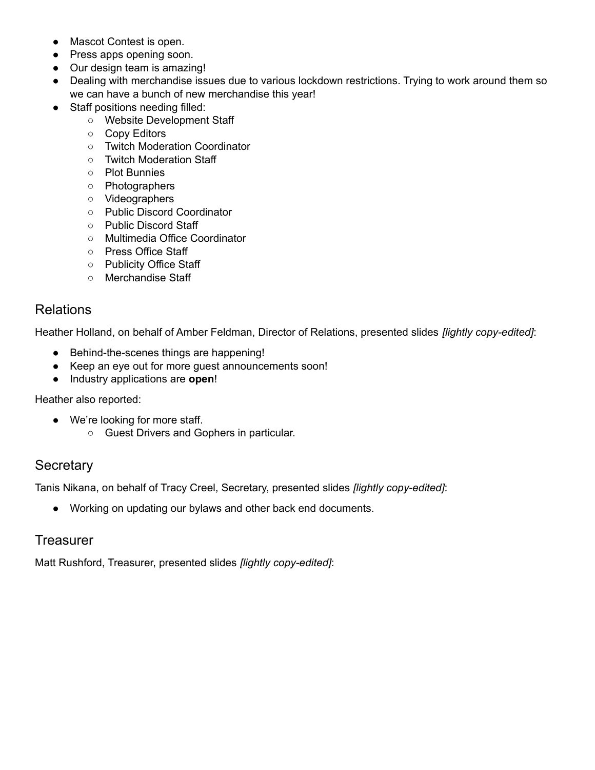- Mascot Contest is open.
- Press apps opening soon.
- Our design team is amazing!
- Dealing with merchandise issues due to various lockdown restrictions. Trying to work around them so we can have a bunch of new merchandise this year!
- Staff positions needing filled:
    - Website Development Staff
    - Copy Editors
    - Twitch Moderation Coordinator
    - Twitch Moderation Staff
    - Plot Bunnies
    - Photographers
    - Videographers
    - Public Discord Coordinator
    - Public Discord Staff
    - Multimedia Office Coordinator
    - Press Office Staff
    - Publicity Office Staff
    - Merchandise Staff

## Relations

Heather Holland, on behalf of Amber Feldman, Director of Relations, presented slides *[lightly copy-edited]*:

- Behind-the-scenes things are happening!
- Keep an eye out for more guest announcements soon!
- Industry applications are **open**!

Heather also reported:

- We're looking for more staff.
    - Guest Drivers and Gophers in particular.

## Secretary

Tanis Nikana, on behalf of Tracy Creel, Secretary, presented slides *[lightly copy-edited]*:

- Working on updating our bylaws and other back end documents.

## Treasurer

Matt Rushford, Treasurer, presented slides *[lightly copy-edited]*: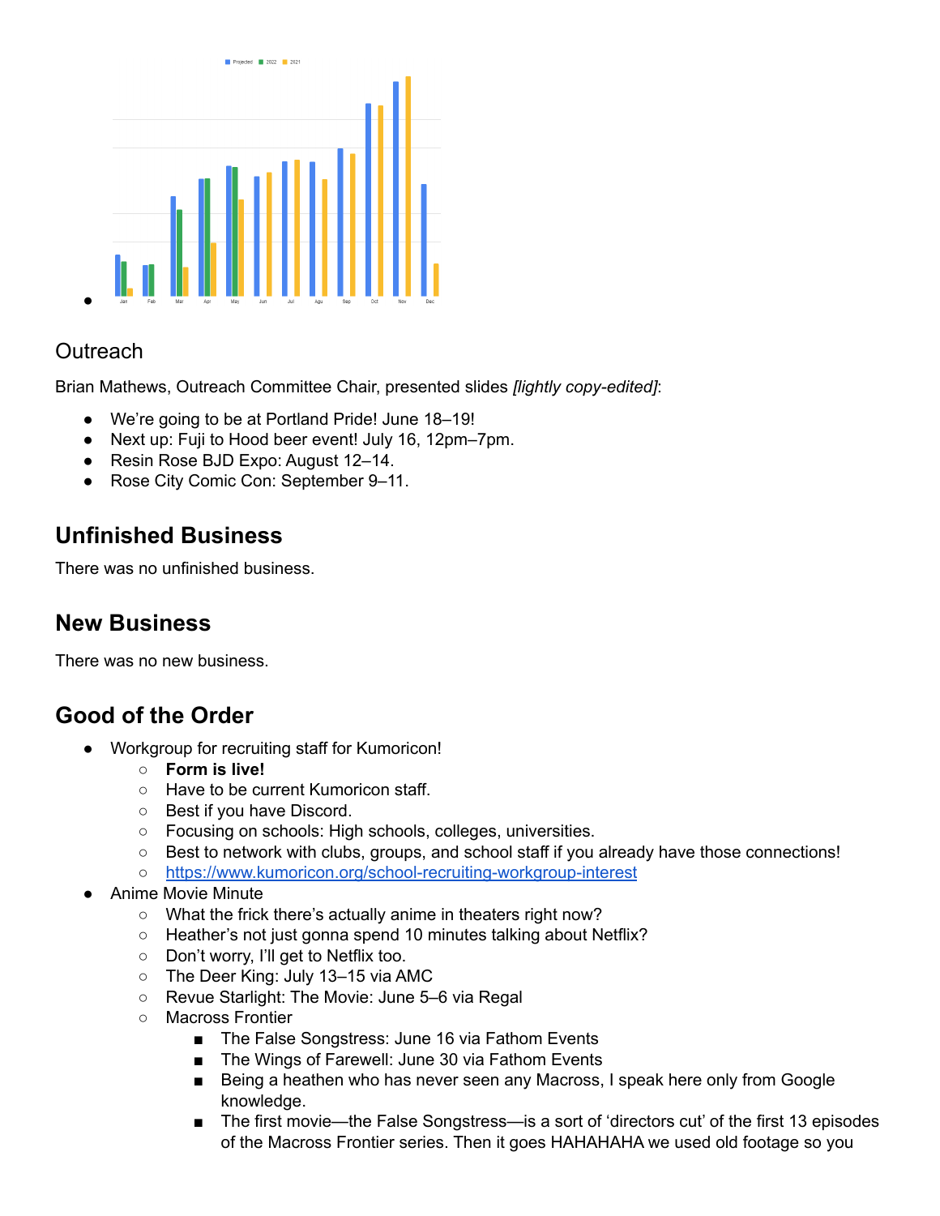- 

## Outreach

Brian Mathews, Outreach Committee Chair, presented slides *[lightly copy-edited]*:

- We're going to be at Portland Pride! June 18–19!
- Next up: Fuji to Hood beer event! July 16, 12pm–7pm.
- Resin Rose BJD Expo: August 12–14.
- Rose City Comic Con: September 9–11.

## Unfinished Business

There was no unfinished business.

## New Business

There was no new business.

## Good of the Order

- Workgroup for recruiting staff for Kumoricon!
  - **Form is live!**
  - Have to be current Kumoricon staff.
  - Best if you have Discord.
  - Focusing on schools: High schools, colleges, universities.
  - Best to network with clubs, groups, and school staff if you already have those connections!
  - [https://www.kumoricon.org/school-recruiting-workgroup-interest](https://www.kumoricon.org/school-recruiting-workgroup-interest)
- Anime Movie Minute
  - What the frick there's actually anime in theaters right now?
  - Heather's not just gonna spend 10 minutes talking about Netflix?
  - Don't worry, I'll get to Netflix too.
  - The Deer King: July 13–15 via AMC
  - Revue Starlight: The Movie: June 5–6 via Regal
  - Macross Frontier
    - The False Songstress: June 16 via Fathom Events
    - The Wings of Farewell: June 30 via Fathom Events
    - Being a heathen who has never seen any Macross, I speak here only from Google knowledge.
    - The first movie—the False Songstress—is a sort of 'directors cut' of the first 13 episodes of the Macross Frontier series. Then it goes HAHAHAHA we used old footage so you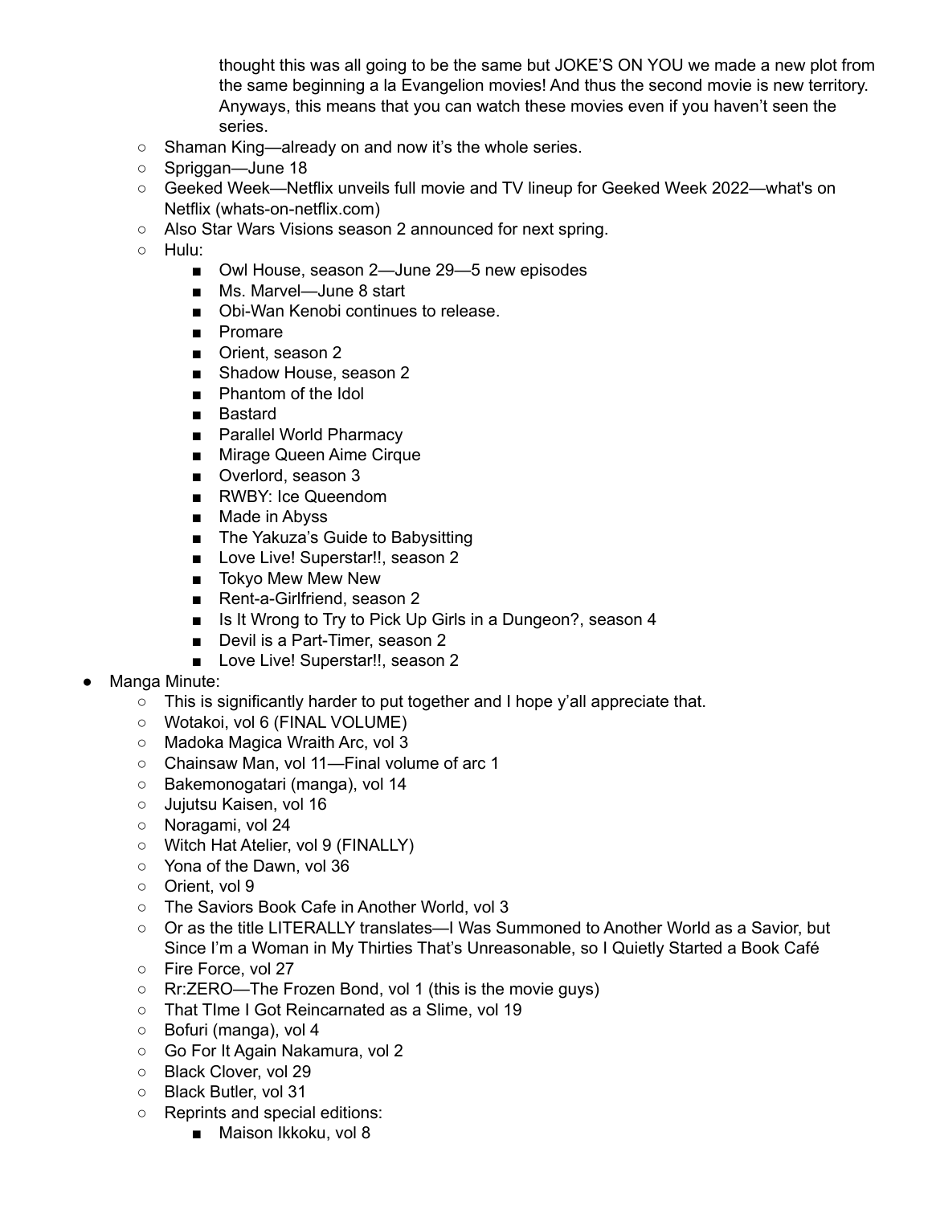thought this was all going to be the same but JOKE'S ON YOU we made a new plot from the same beginning a la Evangelion movies! And thus the second movie is new territory. Anyways, this means that you can watch these movies even if you haven't seen the series.

    - Shaman King—already on and now it's the whole series.
    - Spriggan—June 18
    - Geeked Week—Netflix unveils full movie and TV lineup for Geeked Week 2022—what's on Netflix (whats-on-netflix.com)
    - Also Star Wars Visions season 2 announced for next spring.
    - Hulu:
        - Owl House, season 2—June 29—5 new episodes
        - Ms. Marvel—June 8 start
        - Obi-Wan Kenobi continues to release.
        - Promare
        - Orient, season 2
        - Shadow House, season 2
        - Phantom of the Idol
        - Bastard
        - Parallel World Pharmacy
        - Mirage Queen Aime Cirque
        - Overlord, season 3
        - RWBY: Ice Queendom
        - Made in Abyss
        - The Yakuza's Guide to Babysitting
        - Love Live! Superstar!!, season 2
        - Tokyo Mew Mew New
        - Rent-a-Girlfriend, season 2
        - Is It Wrong to Try to Pick Up Girls in a Dungeon?, season 4
        - Devil is a Part-Timer, season 2
        - Love Live! Superstar!!, season 2
- Manga Minute:
    - This is significantly harder to put together and I hope y'all appreciate that.
    - Wotakoi, vol 6 (FINAL VOLUME)
    - Madoka Magica Wraith Arc, vol 3
    - Chainsaw Man, vol 11—Final volume of arc 1
    - Bakemonogatari (manga), vol 14
    - Jujutsu Kaisen, vol 16
    - Noragami, vol 24
    - Witch Hat Atelier, vol 9 (FINALLY)
    - Yona of the Dawn, vol 36
    - Orient, vol 9
    - The Saviors Book Cafe in Another World, vol 3
    - Or as the title LITERALLY translates—I Was Summoned to Another World as a Savior, but Since I'm a Woman in My Thirties That's Unreasonable, so I Quietly Started a Book Café
    - Fire Force, vol 27
    - Rr:ZERO—The Frozen Bond, vol 1 (this is the movie guys)
    - That TIme I Got Reincarnated as a Slime, vol 19
    - Bofuri (manga), vol 4
    - Go For It Again Nakamura, vol 2
    - Black Clover, vol 29
    - Black Butler, vol 31
    - Reprints and special editions:
        - Maison Ikkoku, vol 8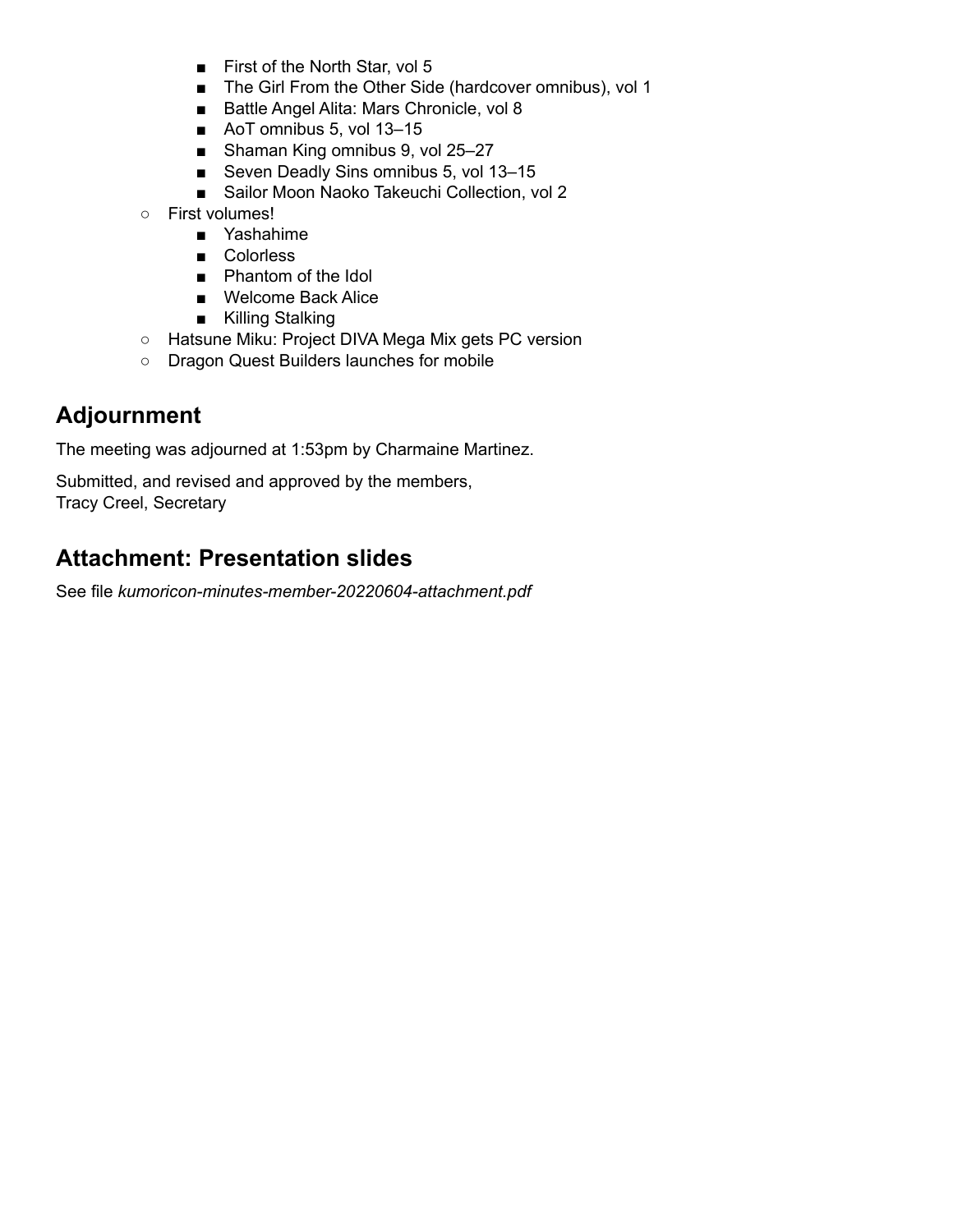- First of the North Star, vol 5
        - The Girl From the Other Side (hardcover omnibus), vol 1
        - Battle Angel Alita: Mars Chronicle, vol 8
        - AoT omnibus 5, vol 13–15
        - Shaman King omnibus 9, vol 25–27
        - Seven Deadly Sins omnibus 5, vol 13–15
        - Sailor Moon Naoko Takeuchi Collection, vol 2
    - First volumes!
        - Yashahime
        - Colorless
        - Phantom of the Idol
        - Welcome Back Alice
        - Killing Stalking
    - Hatsune Miku: Project DIVA Mega Mix gets PC version
    - Dragon Quest Builders launches for mobile

## Adjournment

The meeting was adjourned at 1:53pm by Charmaine Martinez.

Submitted, and revised and approved by the members,
Tracy Creel, Secretary

## Attachment: Presentation slides

See file *kumoricon-minutes-member-20220604-attachment.pdf*